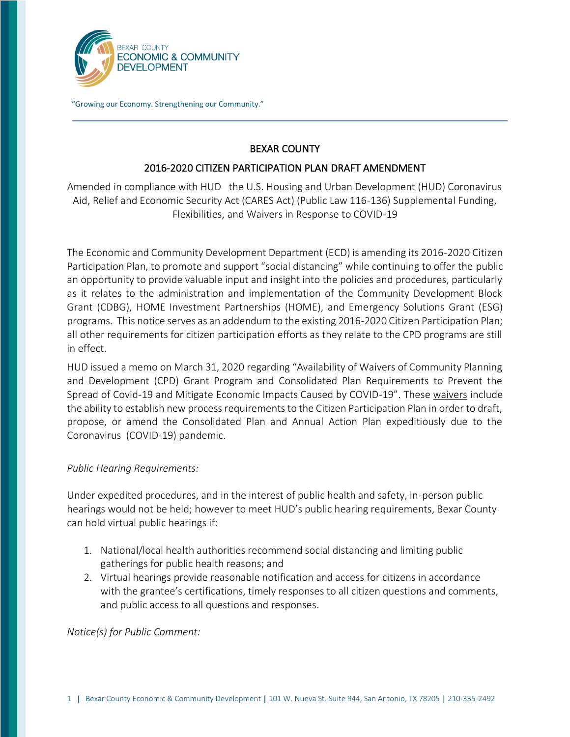BEXAR COUNTY
ECONOMIC & COMMUNITY
DEVELOPMENT

"Growing our Economy. Strengthening our Community."

# BEXAR COUNTY

## 2016-2020 CITIZEN PARTICIPATION PLAN DRAFT AMENDMENT

Amended in compliance with HUD the U.S. Housing and Urban Development (HUD) Coronavirus Aid, Relief and Economic Security Act (CARES Act) (Public Law 116-136) Supplemental Funding, Flexibilities, and Waivers in Response to COVID-19

The Economic and Community Development Department (ECD) is amending its 2016-2020 Citizen Participation Plan, to promote and support "social distancing" while continuing to offer the public an opportunity to provide valuable input and insight into the policies and procedures, particularly as it relates to the administration and implementation of the Community Development Block Grant (CDBG), HOME Investment Partnerships (HOME), and Emergency Solutions Grant (ESG) programs. This notice serves as an addendum to the existing 2016-2020 Citizen Participation Plan; all other requirements for citizen participation efforts as they relate to the CPD programs are still in effect.

HUD issued a memo on March 31, 2020 regarding "Availability of Waivers of Community Planning and Development (CPD) Grant Program and Consolidated Plan Requirements to Prevent the Spread of Covid-19 and Mitigate Economic Impacts Caused by COVID-19". These waivers include the ability to establish new process requirements to the Citizen Participation Plan in order to draft, propose, or amend the Consolidated Plan and Annual Action Plan expeditiously due to the Coronavirus (COVID-19) pandemic.

*Public Hearing Requirements:*

Under expedited procedures, and in the interest of public health and safety, in-person public hearings would not be held; however to meet HUD's public hearing requirements, Bexar County can hold virtual public hearings if:

1. National/local health authorities recommend social distancing and limiting public gatherings for public health reasons; and
2. Virtual hearings provide reasonable notification and access for citizens in accordance with the grantee's certifications, timely responses to all citizen questions and comments, and public access to all questions and responses.

*Notice(s) for Public Comment:*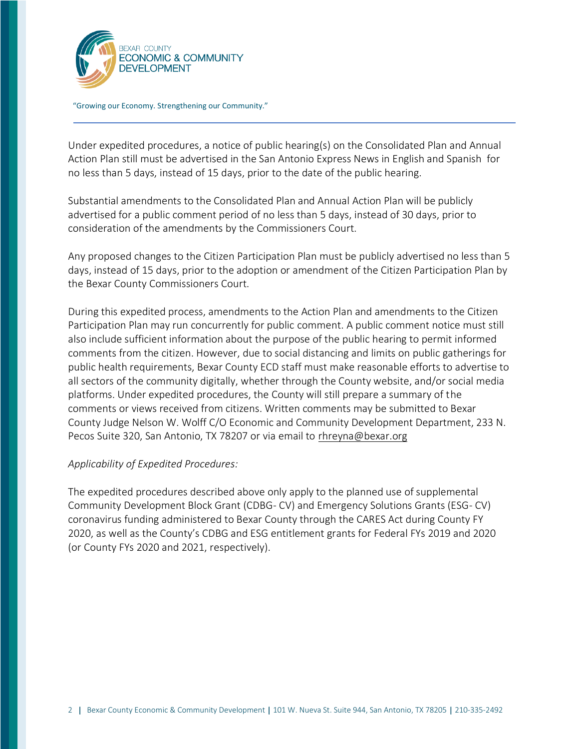Under expedited procedures, a notice of public hearing(s) on the Consolidated Plan and Annual Action Plan still must be advertised in the San Antonio Express News in English and Spanish for no less than 5 days, instead of 15 days, prior to the date of the public hearing.

Substantial amendments to the Consolidated Plan and Annual Action Plan will be publicly advertised for a public comment period of no less than 5 days, instead of 30 days, prior to consideration of the amendments by the Commissioners Court.

Any proposed changes to the Citizen Participation Plan must be publicly advertised no less than 5 days, instead of 15 days, prior to the adoption or amendment of the Citizen Participation Plan by the Bexar County Commissioners Court.

During this expedited process, amendments to the Action Plan and amendments to the Citizen Participation Plan may run concurrently for public comment. A public comment notice must still also include sufficient information about the purpose of the public hearing to permit informed comments from the citizen. However, due to social distancing and limits on public gatherings for public health requirements, Bexar County ECD staff must make reasonable efforts to advertise to all sectors of the community digitally, whether through the County website, and/or social media platforms. Under expedited procedures, the County will still prepare a summary of the comments or views received from citizens. Written comments may be submitted to Bexar County Judge Nelson W. Wolff C/O Economic and Community Development Department, 233 N. Pecos Suite 320, San Antonio, TX 78207 or via email to rhreyna@bexar.org

*Applicability of Expedited Procedures:*

The expedited procedures described above only apply to the planned use of supplemental Community Development Block Grant (CDBG- CV) and Emergency Solutions Grants (ESG- CV) coronavirus funding administered to Bexar County through the CARES Act during County FY 2020, as well as the County's CDBG and ESG entitlement grants for Federal FYs 2019 and 2020 (or County FYs 2020 and 2021, respectively).